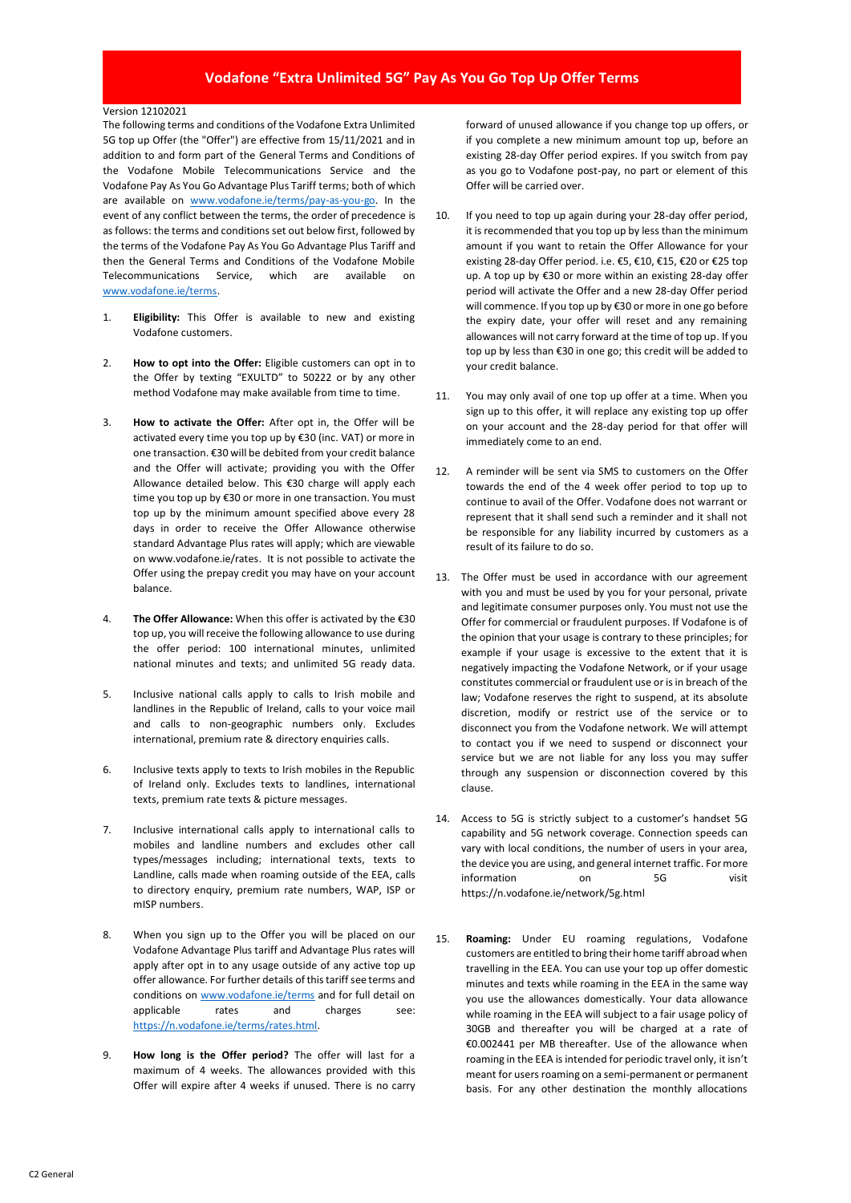# Vodafone "Extra Unlimited 5G" Pay As You Go Top Up Offer Terms

Version 12102021

The following terms and conditions of the Vodafone Extra Unlimited 5G top up Offer (the "Offer") are effective from 15/11/2021 and in addition to and form part of the General Terms and Conditions of the Vodafone Mobile Telecommunications Service and the Vodafone Pay As You Go Advantage Plus Tariff terms; both of which are available on www.vodafone.ie/terms/pay-as-you-go. In the event of any conflict between the terms, the order of precedence is as follows: the terms and conditions set out below first, followed by the terms of the Vodafone Pay As You Go Advantage Plus Tariff and then the General Terms and Conditions of the Vodafone Mobile Telecommunications Service, which are available on www.vodafone.ie/terms.

1. **Eligibility:** This Offer is available to new and existing Vodafone customers.

2. **How to opt into the Offer:** Eligible customers can opt in to the Offer by texting "EXULTD" to 50222 or by any other method Vodafone may make available from time to time.

3. **How to activate the Offer:** After opt in, the Offer will be activated every time you top up by €30 (inc. VAT) or more in one transaction. €30 will be debited from your credit balance and the Offer will activate; providing you with the Offer Allowance detailed below. This €30 charge will apply each time you top up by €30 or more in one transaction. You must top up by the minimum amount specified above every 28 days in order to receive the Offer Allowance otherwise standard Advantage Plus rates will apply; which are viewable on www.vodafone.ie/rates. It is not possible to activate the Offer using the prepay credit you may have on your account balance.

4. **The Offer Allowance:** When this offer is activated by the €30 top up, you will receive the following allowance to use during the offer period: 100 international minutes, unlimited national minutes and texts; and unlimited 5G ready data.

5. Inclusive national calls apply to calls to Irish mobile and landlines in the Republic of Ireland, calls to your voice mail and calls to non-geographic numbers only. Excludes international, premium rate & directory enquiries calls.

6. Inclusive texts apply to texts to Irish mobiles in the Republic of Ireland only. Excludes texts to landlines, international texts, premium rate texts & picture messages.

7. Inclusive international calls apply to international calls to mobiles and landline numbers and excludes other call types/messages including; international texts, texts to Landline, calls made when roaming outside of the EEA, calls to directory enquiry, premium rate numbers, WAP, ISP or mISP numbers.

8. When you sign up to the Offer you will be placed on our Vodafone Advantage Plus tariff and Advantage Plus rates will apply after opt in to any usage outside of any active top up offer allowance. For further details of this tariff see terms and conditions on www.vodafone.ie/terms and for full detail on applicable rates and charges see: https://n.vodafone.ie/terms/rates.html.

9. **How long is the Offer period?** The offer will last for a maximum of 4 weeks. The allowances provided with this Offer will expire after 4 weeks if unused. There is no carry forward of unused allowance if you change top up offers, or if you complete a new minimum amount top up, before an existing 28-day Offer period expires. If you switch from pay as you go to Vodafone post-pay, no part or element of this Offer will be carried over.

10. If you need to top up again during your 28-day offer period, it is recommended that you top up by less than the minimum amount if you want to retain the Offer Allowance for your existing 28-day Offer period. i.e. €5, €10, €15, €20 or €25 top up. A top up by €30 or more within an existing 28-day offer period will activate the Offer and a new 28-day Offer period will commence. If you top up by €30 or more in one go before the expiry date, your offer will reset and any remaining allowances will not carry forward at the time of top up. If you top up by less than €30 in one go; this credit will be added to your credit balance.

11. You may only avail of one top up offer at a time. When you sign up to this offer, it will replace any existing top up offer on your account and the 28-day period for that offer will immediately come to an end.

12. A reminder will be sent via SMS to customers on the Offer towards the end of the 4 week offer period to top up to continue to avail of the Offer. Vodafone does not warrant or represent that it shall send such a reminder and it shall not be responsible for any liability incurred by customers as a result of its failure to do so.

13. The Offer must be used in accordance with our agreement with you and must be used by you for your personal, private and legitimate consumer purposes only. You must not use the Offer for commercial or fraudulent purposes. If Vodafone is of the opinion that your usage is contrary to these principles; for example if your usage is excessive to the extent that it is negatively impacting the Vodafone Network, or if your usage constitutes commercial or fraudulent use or is in breach of the law; Vodafone reserves the right to suspend, at its absolute discretion, modify or restrict use of the service or to disconnect you from the Vodafone network. We will attempt to contact you if we need to suspend or disconnect your service but we are not liable for any loss you may suffer through any suspension or disconnection covered by this clause.

14. Access to 5G is strictly subject to a customer's handset 5G capability and 5G network coverage. Connection speeds can vary with local conditions, the number of users in your area, the device you are using, and general internet traffic. For more information on 5G visit https://n.vodafone.ie/network/5g.html

15. **Roaming:** Under EU roaming regulations, Vodafone customers are entitled to bring their home tariff abroad when travelling in the EEA. You can use your top up offer domestic minutes and texts while roaming in the EEA in the same way you use the allowances domestically. Your data allowance while roaming in the EEA will subject to a fair usage policy of 30GB and thereafter you will be charged at a rate of €0.002441 per MB thereafter. Use of the allowance when roaming in the EEA is intended for periodic travel only, it isn't meant for users roaming on a semi-permanent or permanent basis. For any other destination the monthly allocations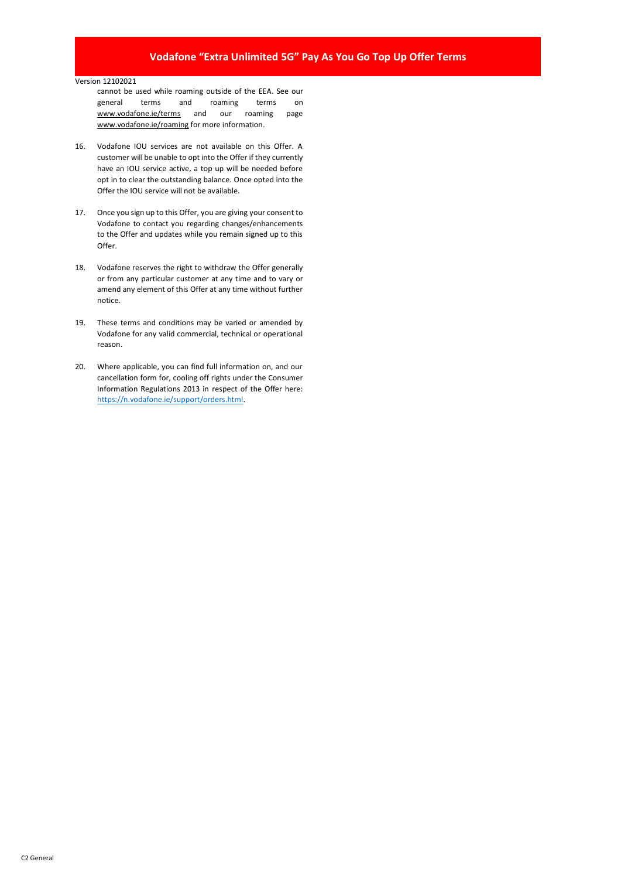cannot be used while roaming outside of the EEA. See our general terms and roaming terms on www.vodafone.ie/terms and our roaming page www.vodafone.ie/roaming for more information.

16. Vodafone IOU services are not available on this Offer. A customer will be unable to opt into the Offer if they currently have an IOU service active, a top up will be needed before opt in to clear the outstanding balance. Once opted into the Offer the IOU service will not be available.

17. Once you sign up to this Offer, you are giving your consent to Vodafone to contact you regarding changes/enhancements to the Offer and updates while you remain signed up to this Offer.

18. Vodafone reserves the right to withdraw the Offer generally or from any particular customer at any time and to vary or amend any element of this Offer at any time without further notice.

19. These terms and conditions may be varied or amended by Vodafone for any valid commercial, technical or operational reason.

20. Where applicable, you can find full information on, and our cancellation form for, cooling off rights under the Consumer Information Regulations 2013 in respect of the Offer here: https://n.vodafone.ie/support/orders.html.